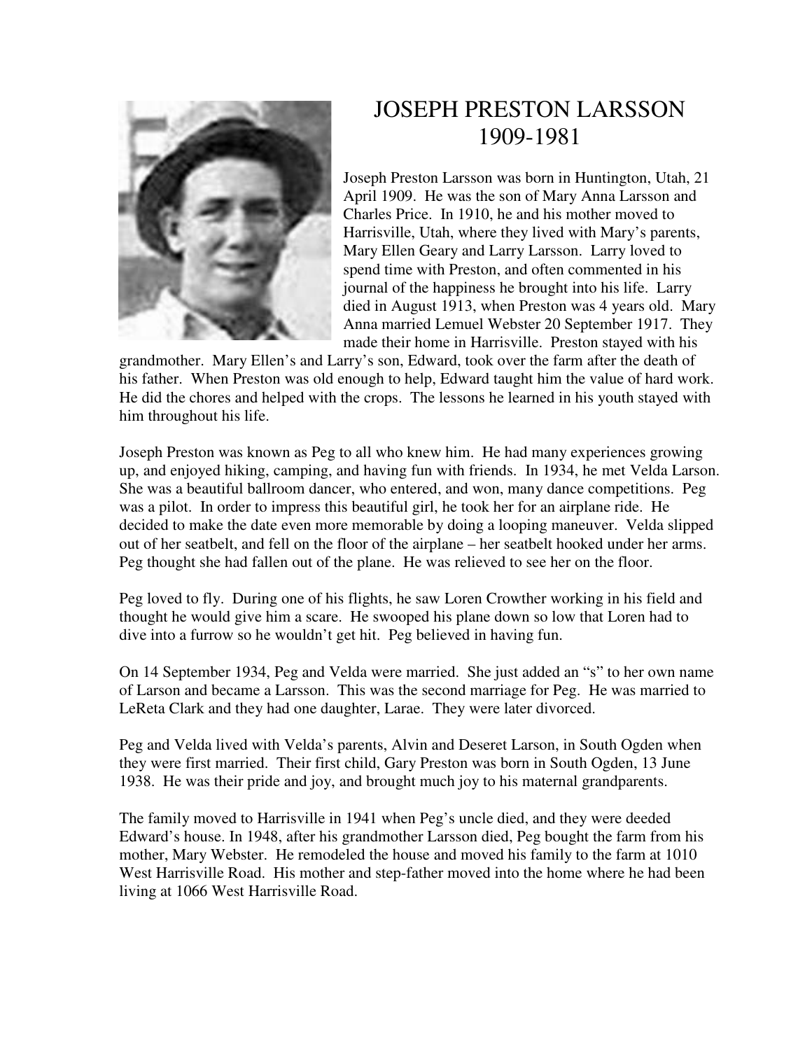# JOSEPH PRESTON LARSSON
# 1909-1981

Joseph Preston Larsson was born in Huntington, Utah, 21 April 1909. He was the son of Mary Anna Larsson and Charles Price. In 1910, he and his mother moved to Harrisville, Utah, where they lived with Mary's parents, Mary Ellen Geary and Larry Larsson. Larry loved to spend time with Preston, and often commented in his journal of the happiness he brought into his life. Larry died in August 1913, when Preston was 4 years old. Mary Anna married Lemuel Webster 20 September 1917. They made their home in Harrisville. Preston stayed with his grandmother. Mary Ellen's and Larry's son, Edward, took over the farm after the death of his father. When Preston was old enough to help, Edward taught him the value of hard work. He did the chores and helped with the crops. The lessons he learned in his youth stayed with him throughout his life.

Joseph Preston was known as Peg to all who knew him. He had many experiences growing up, and enjoyed hiking, camping, and having fun with friends. In 1934, he met Velda Larson. She was a beautiful ballroom dancer, who entered, and won, many dance competitions. Peg was a pilot. In order to impress this beautiful girl, he took her for an airplane ride. He decided to make the date even more memorable by doing a looping maneuver. Velda slipped out of her seatbelt, and fell on the floor of the airplane – her seatbelt hooked under her arms. Peg thought she had fallen out of the plane. He was relieved to see her on the floor.

Peg loved to fly. During one of his flights, he saw Loren Crowther working in his field and thought he would give him a scare. He swooped his plane down so low that Loren had to dive into a furrow so he wouldn't get hit. Peg believed in having fun.

On 14 September 1934, Peg and Velda were married. She just added an "s" to her own name of Larson and became a Larsson. This was the second marriage for Peg. He was married to LeReta Clark and they had one daughter, Larae. They were later divorced.

Peg and Velda lived with Velda's parents, Alvin and Deseret Larson, in South Ogden when they were first married. Their first child, Gary Preston was born in South Ogden, 13 June 1938. He was their pride and joy, and brought much joy to his maternal grandparents.

The family moved to Harrisville in 1941 when Peg's uncle died, and they were deeded Edward's house. In 1948, after his grandmother Larsson died, Peg bought the farm from his mother, Mary Webster. He remodeled the house and moved his family to the farm at 1010 West Harrisville Road. His mother and step-father moved into the home where he had been living at 1066 West Harrisville Road.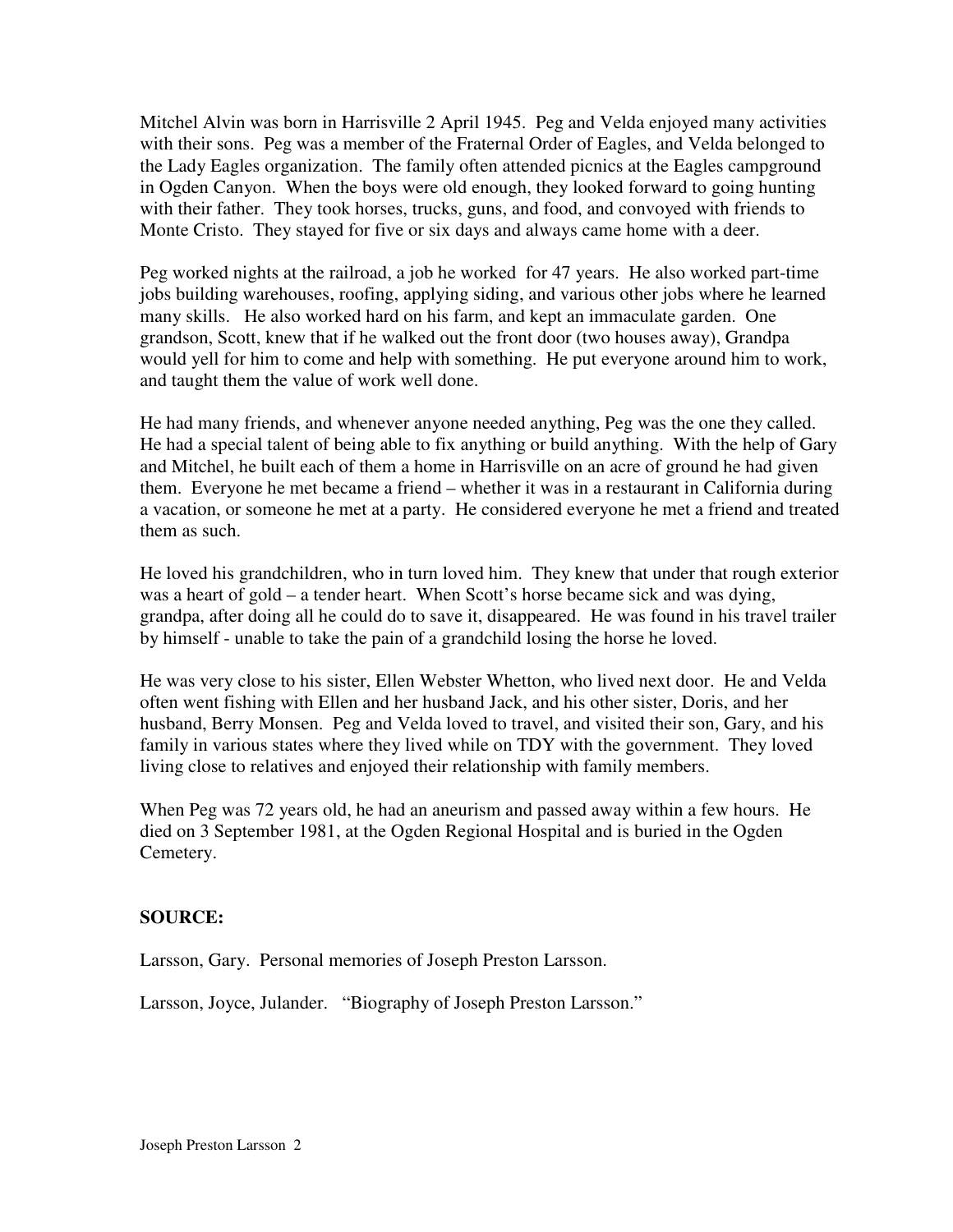Mitchel Alvin was born in Harrisville 2 April 1945. Peg and Velda enjoyed many activities with their sons. Peg was a member of the Fraternal Order of Eagles, and Velda belonged to the Lady Eagles organization. The family often attended picnics at the Eagles campground in Ogden Canyon. When the boys were old enough, they looked forward to going hunting with their father. They took horses, trucks, guns, and food, and convoyed with friends to Monte Cristo. They stayed for five or six days and always came home with a deer.

Peg worked nights at the railroad, a job he worked for 47 years. He also worked part-time jobs building warehouses, roofing, applying siding, and various other jobs where he learned many skills. He also worked hard on his farm, and kept an immaculate garden. One grandson, Scott, knew that if he walked out the front door (two houses away), Grandpa would yell for him to come and help with something. He put everyone around him to work, and taught them the value of work well done.

He had many friends, and whenever anyone needed anything, Peg was the one they called. He had a special talent of being able to fix anything or build anything. With the help of Gary and Mitchel, he built each of them a home in Harrisville on an acre of ground he had given them. Everyone he met became a friend – whether it was in a restaurant in California during a vacation, or someone he met at a party. He considered everyone he met a friend and treated them as such.

He loved his grandchildren, who in turn loved him. They knew that under that rough exterior was a heart of gold – a tender heart. When Scott's horse became sick and was dying, grandpa, after doing all he could do to save it, disappeared. He was found in his travel trailer by himself - unable to take the pain of a grandchild losing the horse he loved.

He was very close to his sister, Ellen Webster Whetton, who lived next door. He and Velda often went fishing with Ellen and her husband Jack, and his other sister, Doris, and her husband, Berry Monsen. Peg and Velda loved to travel, and visited their son, Gary, and his family in various states where they lived while on TDY with the government. They loved living close to relatives and enjoyed their relationship with family members.

When Peg was 72 years old, he had an aneurism and passed away within a few hours. He died on 3 September 1981, at the Ogden Regional Hospital and is buried in the Ogden Cemetery.

**SOURCE:**

Larsson, Gary. Personal memories of Joseph Preston Larsson.

Larsson, Joyce, Julander. "Biography of Joseph Preston Larsson."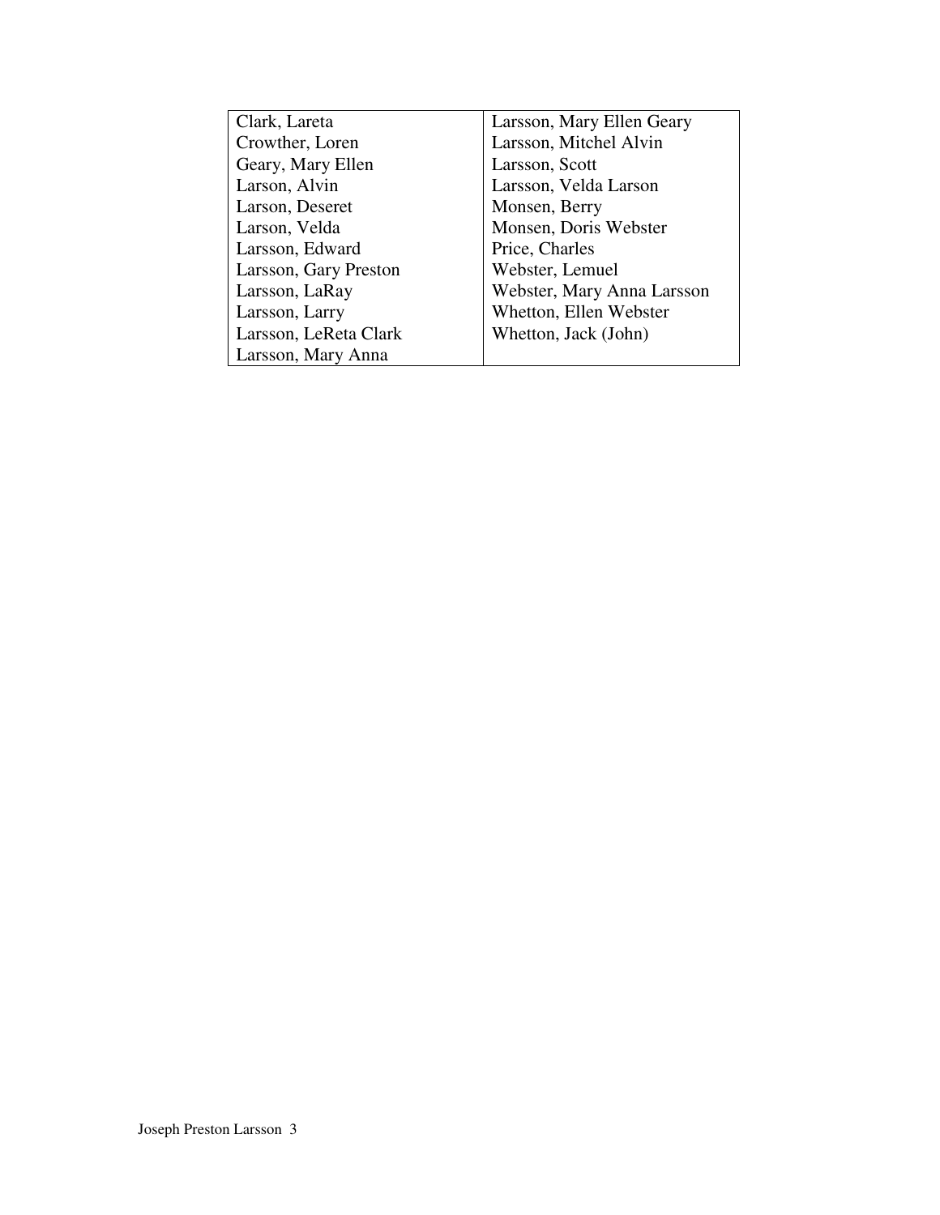| | |
|---|---|
| Clark, Lareta | Larsson, Mary Ellen Geary |
| Crowther, Loren | Larsson, Mitchel Alvin |
| Geary, Mary Ellen | Larsson, Scott |
| Larson, Alvin | Larsson, Velda Larson |
| Larson, Deseret | Monsen, Berry |
| Larson, Velda | Monsen, Doris Webster |
| Larsson, Edward | Price, Charles |
| Larsson, Gary Preston | Webster, Lemuel |
| Larsson, LaRay | Webster, Mary Anna Larsson |
| Larsson, Larry | Whetton, Ellen Webster |
| Larsson, LeReta Clark | Whetton, Jack (John) |
| Larsson, Mary Anna | |